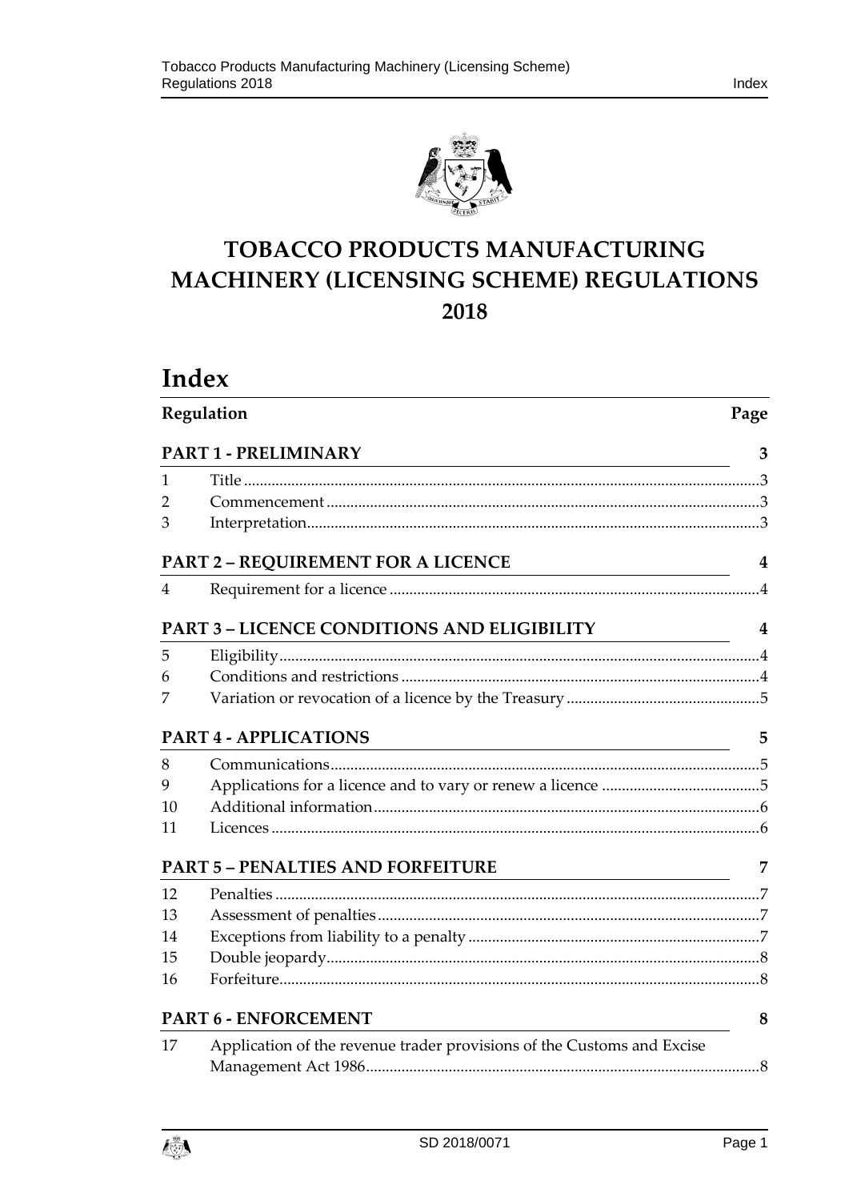# TOBACCO PRODUCTS MANUFACTURING MACHINERY (LICENSING SCHEME) REGULATIONS 2018

## Index

| Regulation | | Page |
|---|---|---|
| **PART 1 - PRELIMINARY** | | **3** |
| 1 | Title | 3 |
| 2 | Commencement | 3 |
| 3 | Interpretation | 3 |
| **PART 2 – REQUIREMENT FOR A LICENCE** | | **4** |
| 4 | Requirement for a licence | 4 |
| **PART 3 – LICENCE CONDITIONS AND ELIGIBILITY** | | **4** |
| 5 | Eligibility | 4 |
| 6 | Conditions and restrictions | 4 |
| 7 | Variation or revocation of a licence by the Treasury | 5 |
| **PART 4 - APPLICATIONS** | | **5** |
| 8 | Communications | 5 |
| 9 | Applications for a licence and to vary or renew a licence | 5 |
| 10 | Additional information | 6 |
| 11 | Licences | 6 |
| **PART 5 – PENALTIES AND FORFEITURE** | | **7** |
| 12 | Penalties | 7 |
| 13 | Assessment of penalties | 7 |
| 14 | Exceptions from liability to a penalty | 7 |
| 15 | Double jeopardy | 8 |
| 16 | Forfeiture | 8 |
| **PART 6 - ENFORCEMENT** | | **8** |
| 17 | Application of the revenue trader provisions of the Customs and Excise Management Act 1986 | 8 |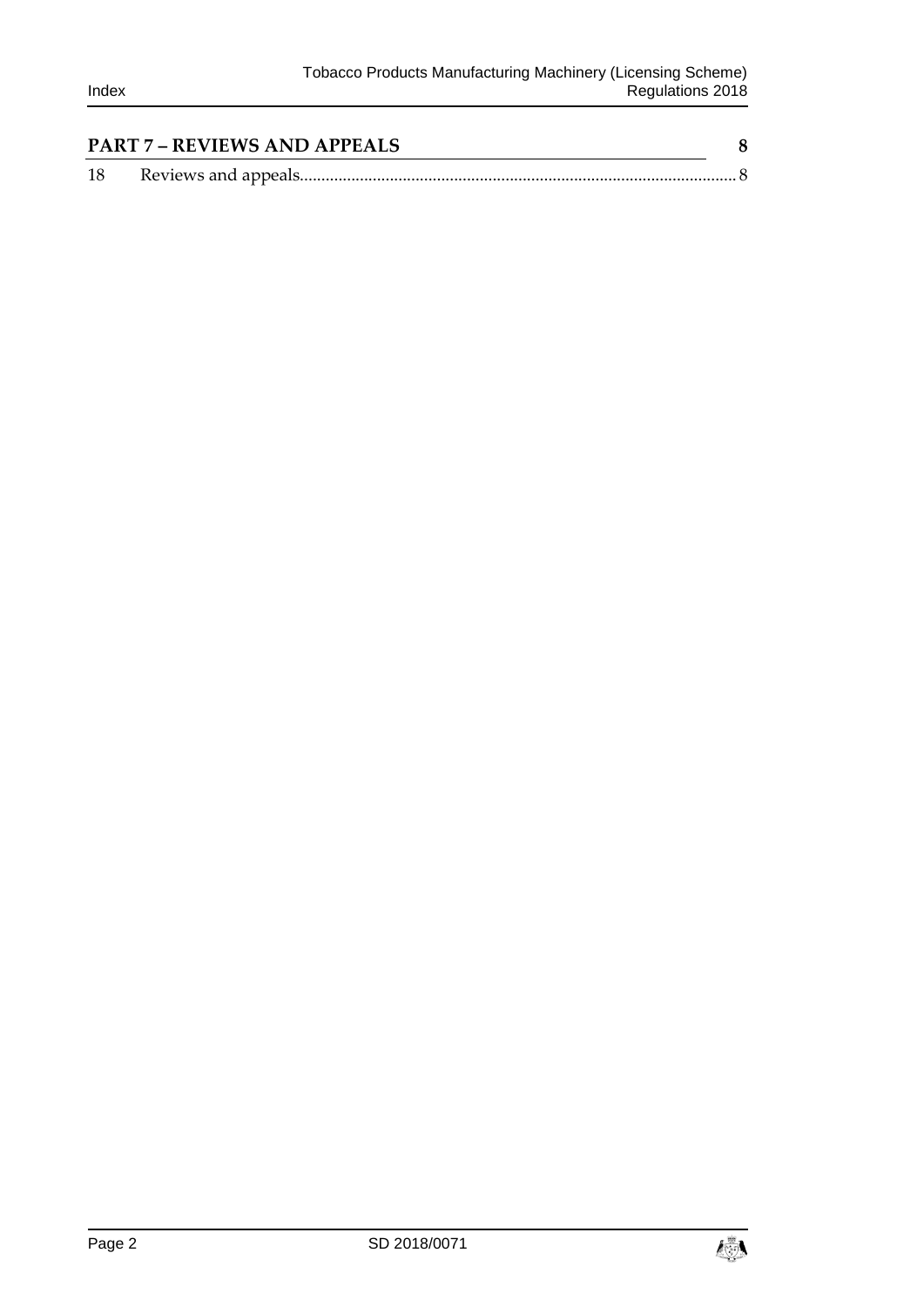| | | |
|---|---|---|
| **PART 7 – REVIEWS AND APPEALS** | | **8** |
| 18 | Reviews and appeals | 8 |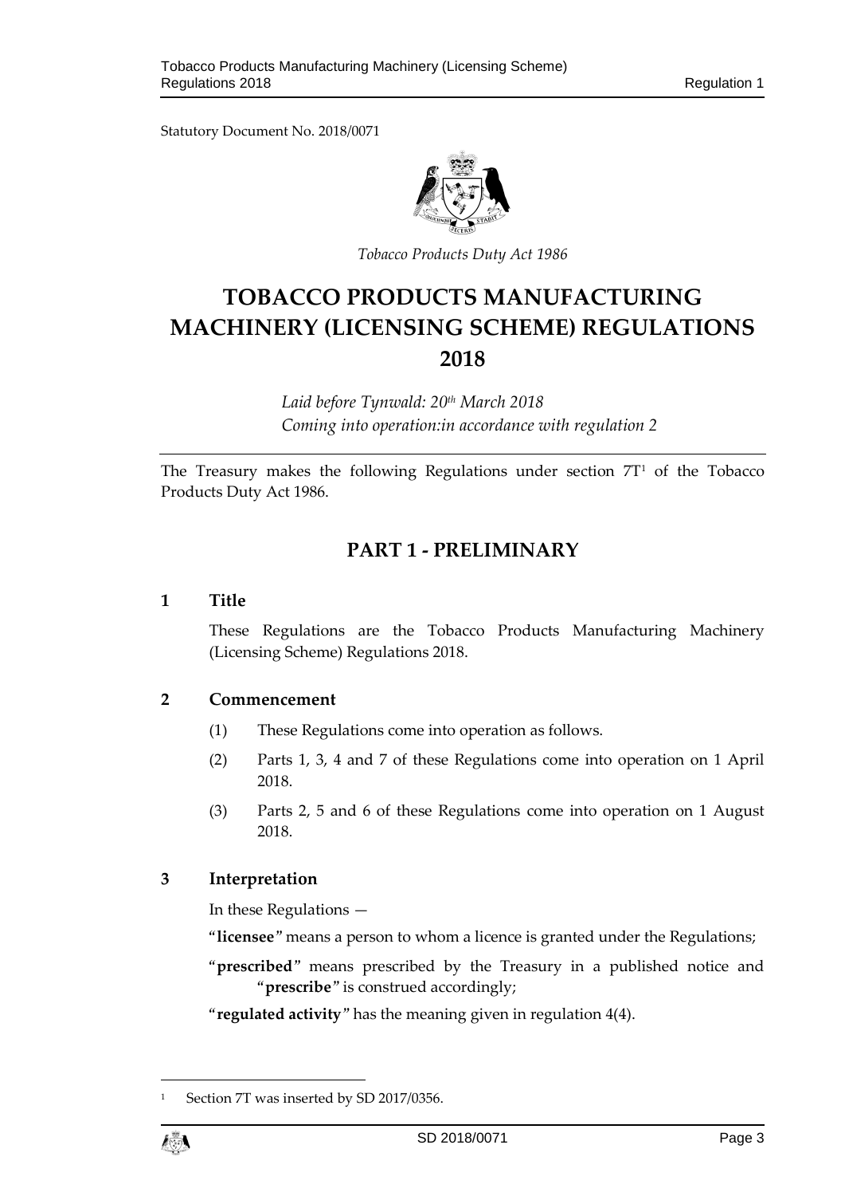Statutory Document No. 2018/0071

*Tobacco Products Duty Act 1986*

# TOBACCO PRODUCTS MANUFACTURING MACHINERY (LICENSING SCHEME) REGULATIONS 2018

*Laid before Tynwald: 20th March 2018*
*Coming into operation:in accordance with regulation 2*

The Treasury makes the following Regulations under section 7T[1] of the Tobacco Products Duty Act 1986.

## PART 1 - PRELIMINARY

### 1 Title

These Regulations are the Tobacco Products Manufacturing Machinery (Licensing Scheme) Regulations 2018.

### 2 Commencement

(1) These Regulations come into operation as follows.

(2) Parts 1, 3, 4 and 7 of these Regulations come into operation on 1 April 2018.

(3) Parts 2, 5 and 6 of these Regulations come into operation on 1 August 2018.

### 3 Interpretation

In these Regulations —

"**licensee**" means a person to whom a licence is granted under the Regulations;

"**prescribed**" means prescribed by the Treasury in a published notice and "**prescribe**" is construed accordingly;

"**regulated activity**" has the meaning given in regulation 4(4).

[1] Section 7T was inserted by SD 2017/0356.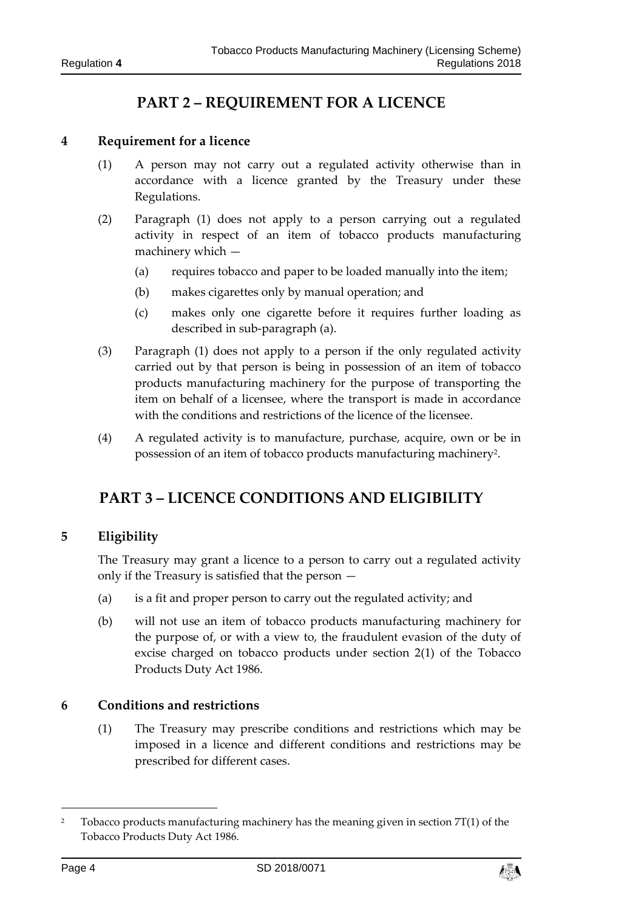## PART 2 – REQUIREMENT FOR A LICENCE

### 4 Requirement for a licence

(1) A person may not carry out a regulated activity otherwise than in accordance with a licence granted by the Treasury under these Regulations.

(2) Paragraph (1) does not apply to a person carrying out a regulated activity in respect of an item of tobacco products manufacturing machinery which —

(a) requires tobacco and paper to be loaded manually into the item;

(b) makes cigarettes only by manual operation; and

(c) makes only one cigarette before it requires further loading as described in sub-paragraph (a).

(3) Paragraph (1) does not apply to a person if the only regulated activity carried out by that person is being in possession of an item of tobacco products manufacturing machinery for the purpose of transporting the item on behalf of a licensee, where the transport is made in accordance with the conditions and restrictions of the licence of the licensee.

(4) A regulated activity is to manufacture, purchase, acquire, own or be in possession of an item of tobacco products manufacturing machinery[2].

## PART 3 – LICENCE CONDITIONS AND ELIGIBILITY

### 5 Eligibility

The Treasury may grant a licence to a person to carry out a regulated activity only if the Treasury is satisfied that the person —

(a) is a fit and proper person to carry out the regulated activity; and

(b) will not use an item of tobacco products manufacturing machinery for the purpose of, or with a view to, the fraudulent evasion of the duty of excise charged on tobacco products under section 2(1) of the Tobacco Products Duty Act 1986.

### 6 Conditions and restrictions

(1) The Treasury may prescribe conditions and restrictions which may be imposed in a licence and different conditions and restrictions may be prescribed for different cases.

---

[2] Tobacco products manufacturing machinery has the meaning given in section 7T(1) of the Tobacco Products Duty Act 1986.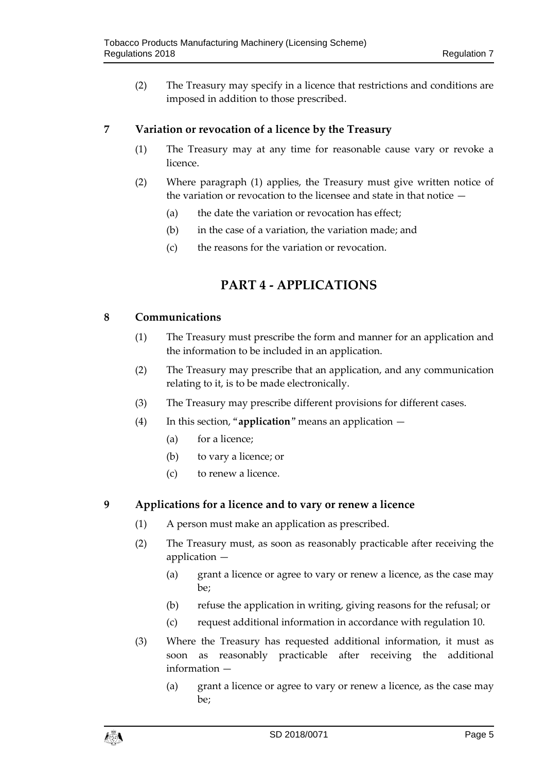(2) The Treasury may specify in a licence that restrictions and conditions are imposed in addition to those prescribed.

### 7 Variation or revocation of a licence by the Treasury

(1) The Treasury may at any time for reasonable cause vary or revoke a licence.

(2) Where paragraph (1) applies, the Treasury must give written notice of the variation or revocation to the licensee and state in that notice —

(a) the date the variation or revocation has effect;

(b) in the case of a variation, the variation made; and

(c) the reasons for the variation or revocation.

## PART 4 - APPLICATIONS

### 8 Communications

(1) The Treasury must prescribe the form and manner for an application and the information to be included in an application.

(2) The Treasury may prescribe that an application, and any communication relating to it, is to be made electronically.

(3) The Treasury may prescribe different provisions for different cases.

(4) In this section, "**application**" means an application —

(a) for a licence;

(b) to vary a licence; or

(c) to renew a licence.

### 9 Applications for a licence and to vary or renew a licence

(1) A person must make an application as prescribed.

(2) The Treasury must, as soon as reasonably practicable after receiving the application —

(a) grant a licence or agree to vary or renew a licence, as the case may be;

(b) refuse the application in writing, giving reasons for the refusal; or

(c) request additional information in accordance with regulation 10.

(3) Where the Treasury has requested additional information, it must as soon as reasonably practicable after receiving the additional information —

(a) grant a licence or agree to vary or renew a licence, as the case may be;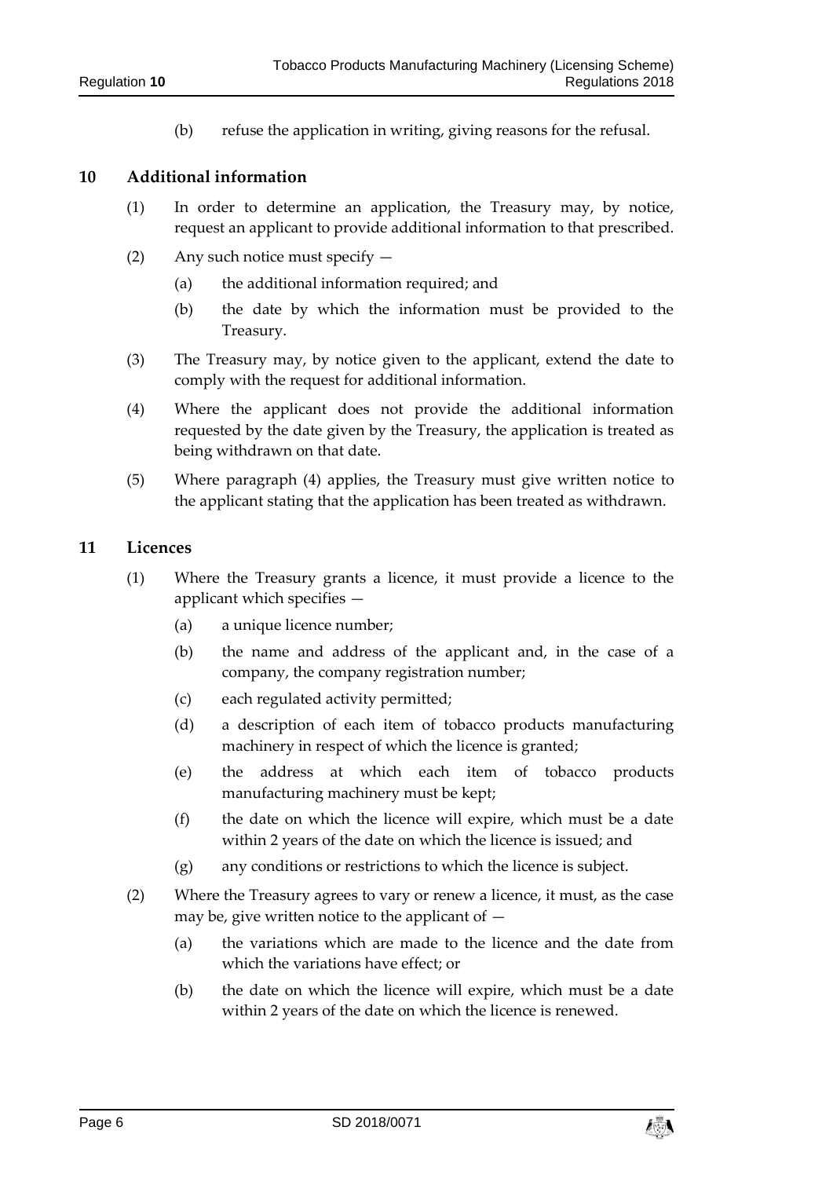(b) refuse the application in writing, giving reasons for the refusal.

## 10 Additional information

(1) In order to determine an application, the Treasury may, by notice, request an applicant to provide additional information to that prescribed.

(2) Any such notice must specify —

(a) the additional information required; and

(b) the date by which the information must be provided to the Treasury.

(3) The Treasury may, by notice given to the applicant, extend the date to comply with the request for additional information.

(4) Where the applicant does not provide the additional information requested by the date given by the Treasury, the application is treated as being withdrawn on that date.

(5) Where paragraph (4) applies, the Treasury must give written notice to the applicant stating that the application has been treated as withdrawn.

## 11 Licences

(1) Where the Treasury grants a licence, it must provide a licence to the applicant which specifies —

(a) a unique licence number;

(b) the name and address of the applicant and, in the case of a company, the company registration number;

(c) each regulated activity permitted;

(d) a description of each item of tobacco products manufacturing machinery in respect of which the licence is granted;

(e) the address at which each item of tobacco products manufacturing machinery must be kept;

(f) the date on which the licence will expire, which must be a date within 2 years of the date on which the licence is issued; and

(g) any conditions or restrictions to which the licence is subject.

(2) Where the Treasury agrees to vary or renew a licence, it must, as the case may be, give written notice to the applicant of —

(a) the variations which are made to the licence and the date from which the variations have effect; or

(b) the date on which the licence will expire, which must be a date within 2 years of the date on which the licence is renewed.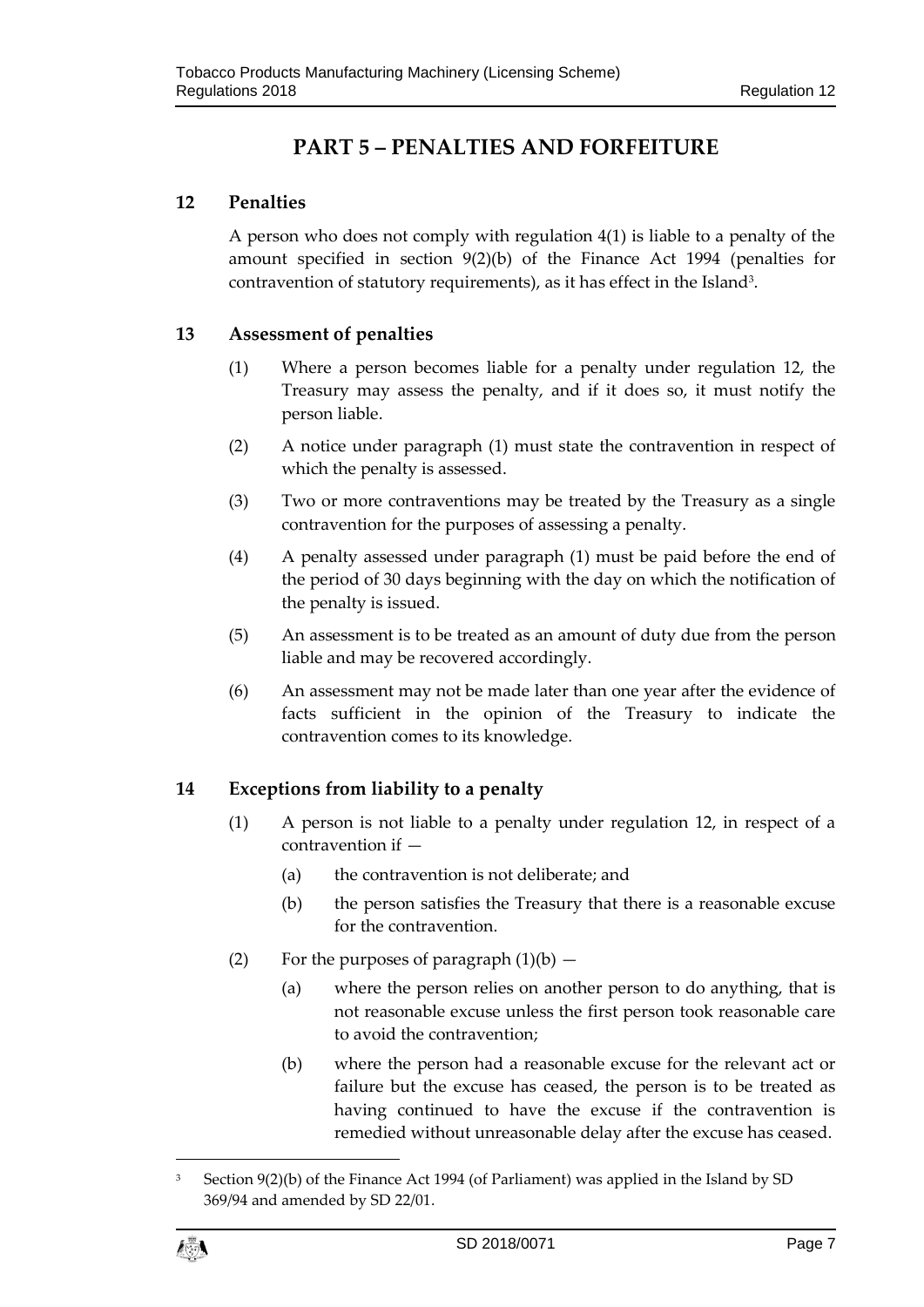# PART 5 – PENALTIES AND FORFEITURE

## 12 Penalties

A person who does not comply with regulation 4(1) is liable to a penalty of the amount specified in section 9(2)(b) of the Finance Act 1994 (penalties for contravention of statutory requirements), as it has effect in the Island[3].

## 13 Assessment of penalties

(1) Where a person becomes liable for a penalty under regulation 12, the Treasury may assess the penalty, and if it does so, it must notify the person liable.

(2) A notice under paragraph (1) must state the contravention in respect of which the penalty is assessed.

(3) Two or more contraventions may be treated by the Treasury as a single contravention for the purposes of assessing a penalty.

(4) A penalty assessed under paragraph (1) must be paid before the end of the period of 30 days beginning with the day on which the notification of the penalty is issued.

(5) An assessment is to be treated as an amount of duty due from the person liable and may be recovered accordingly.

(6) An assessment may not be made later than one year after the evidence of facts sufficient in the opinion of the Treasury to indicate the contravention comes to its knowledge.

## 14 Exceptions from liability to a penalty

(1) A person is not liable to a penalty under regulation 12, in respect of a contravention if —

(a) the contravention is not deliberate; and

(b) the person satisfies the Treasury that there is a reasonable excuse for the contravention.

(2) For the purposes of paragraph (1)(b) —

(a) where the person relies on another person to do anything, that is not reasonable excuse unless the first person took reasonable care to avoid the contravention;

(b) where the person had a reasonable excuse for the relevant act or failure but the excuse has ceased, the person is to be treated as having continued to have the excuse if the contravention is remedied without unreasonable delay after the excuse has ceased.

---

[3] Section 9(2)(b) of the Finance Act 1994 (of Parliament) was applied in the Island by SD 369/94 and amended by SD 22/01.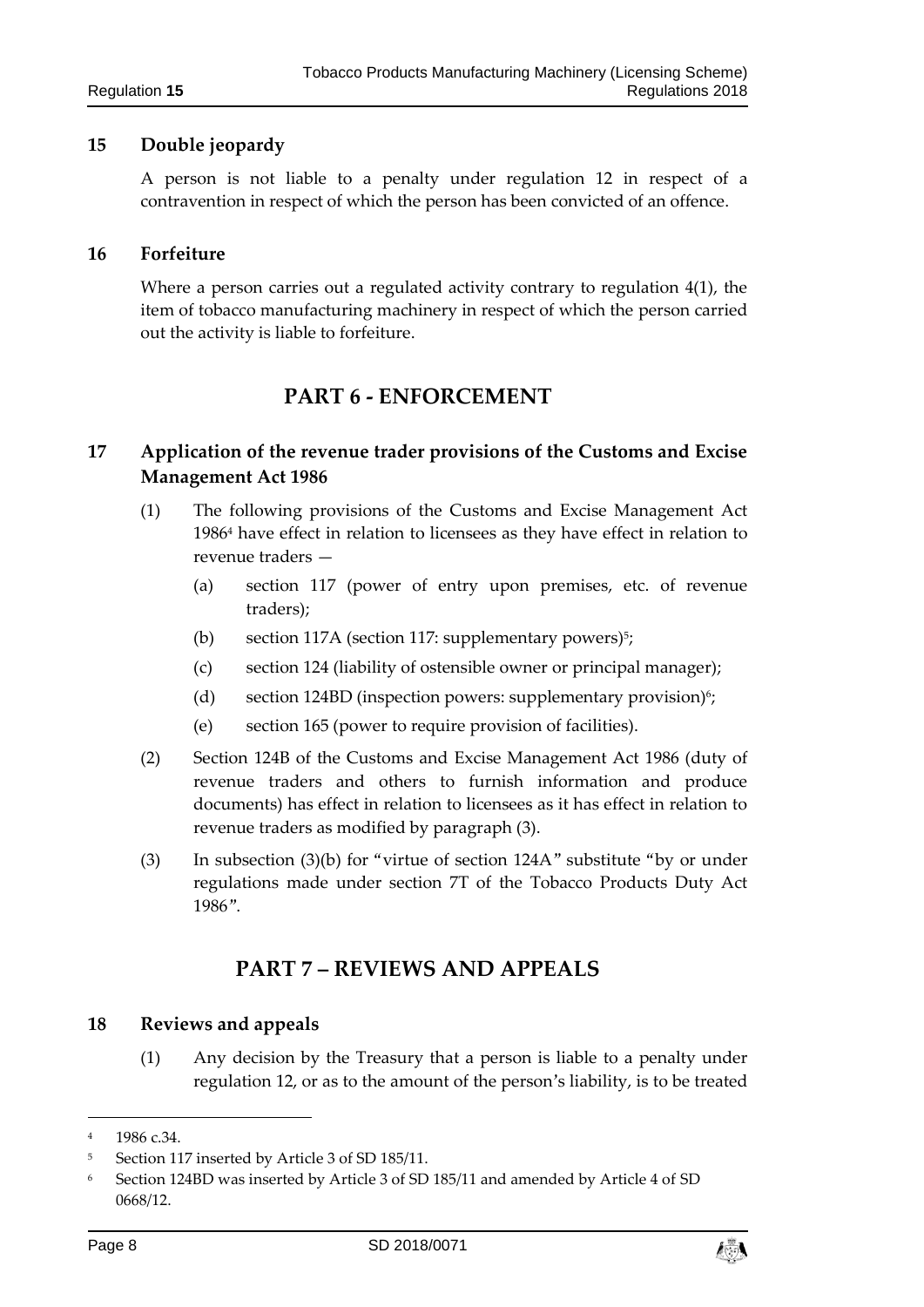## 15 Double jeopardy

A person is not liable to a penalty under regulation 12 in respect of a contravention in respect of which the person has been convicted of an offence.

## 16 Forfeiture

Where a person carries out a regulated activity contrary to regulation 4(1), the item of tobacco manufacturing machinery in respect of which the person carried out the activity is liable to forfeiture.

# PART 6 - ENFORCEMENT

## 17 Application of the revenue trader provisions of the Customs and Excise Management Act 1986

(1) The following provisions of the Customs and Excise Management Act 1986[4] have effect in relation to licensees as they have effect in relation to revenue traders —

(a) section 117 (power of entry upon premises, etc. of revenue traders);

(b) section 117A (section 117: supplementary powers)[5];

(c) section 124 (liability of ostensible owner or principal manager);

(d) section 124BD (inspection powers: supplementary provision)[6];

(e) section 165 (power to require provision of facilities).

(2) Section 124B of the Customs and Excise Management Act 1986 (duty of revenue traders and others to furnish information and produce documents) has effect in relation to licensees as it has effect in relation to revenue traders as modified by paragraph (3).

(3) In subsection (3)(b) for "virtue of section 124A" substitute "by or under regulations made under section 7T of the Tobacco Products Duty Act 1986".

# PART 7 – REVIEWS AND APPEALS

## 18 Reviews and appeals

(1) Any decision by the Treasury that a person is liable to a penalty under regulation 12, or as to the amount of the person's liability, is to be treated

---

[4] 1986 c.34.

[5] Section 117 inserted by Article 3 of SD 185/11.

[6] Section 124BD was inserted by Article 3 of SD 185/11 and amended by Article 4 of SD 0668/12.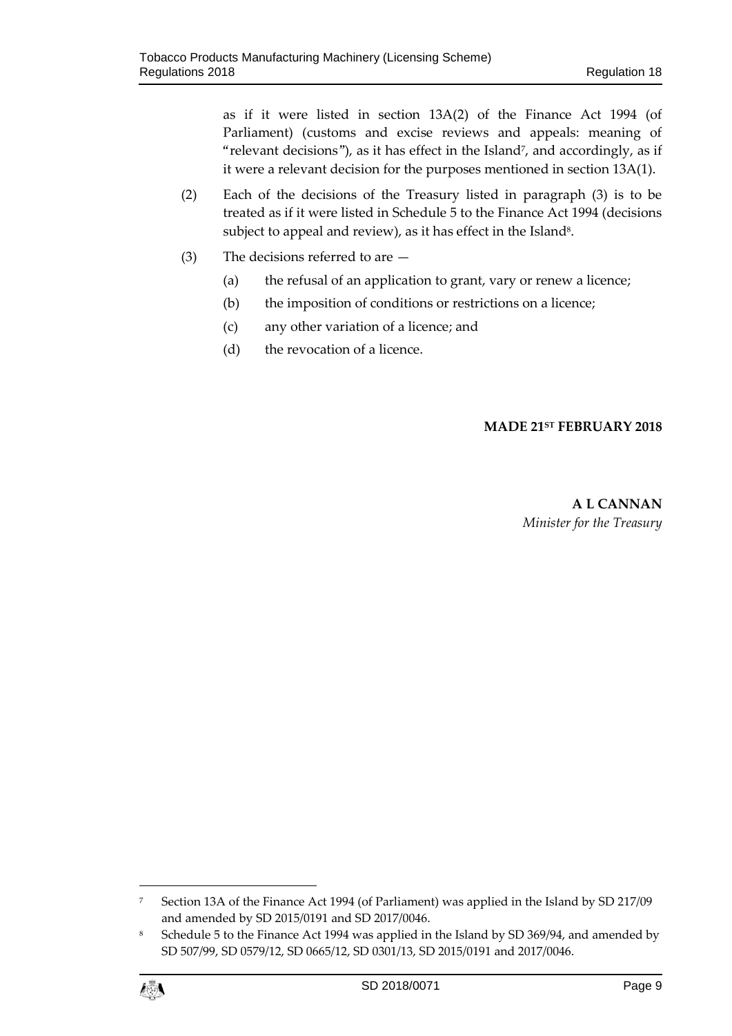as if it were listed in section 13A(2) of the Finance Act 1994 (of Parliament) (customs and excise reviews and appeals: meaning of "relevant decisions"), as it has effect in the Island[7], and accordingly, as if it were a relevant decision for the purposes mentioned in section 13A(1).

(2) Each of the decisions of the Treasury listed in paragraph (3) is to be treated as if it were listed in Schedule 5 to the Finance Act 1994 (decisions subject to appeal and review), as it has effect in the Island[8].

(3) The decisions referred to are —

(a) the refusal of an application to grant, vary or renew a licence;

(b) the imposition of conditions or restrictions on a licence;

(c) any other variation of a licence; and

(d) the revocation of a licence.

**MADE 21ST FEBRUARY 2018**

**A L CANNAN**
*Minister for the Treasury*

---

[7] Section 13A of the Finance Act 1994 (of Parliament) was applied in the Island by SD 217/09 and amended by SD 2015/0191 and SD 2017/0046.

[8] Schedule 5 to the Finance Act 1994 was applied in the Island by SD 369/94, and amended by SD 507/99, SD 0579/12, SD 0665/12, SD 0301/13, SD 2015/0191 and 2017/0046.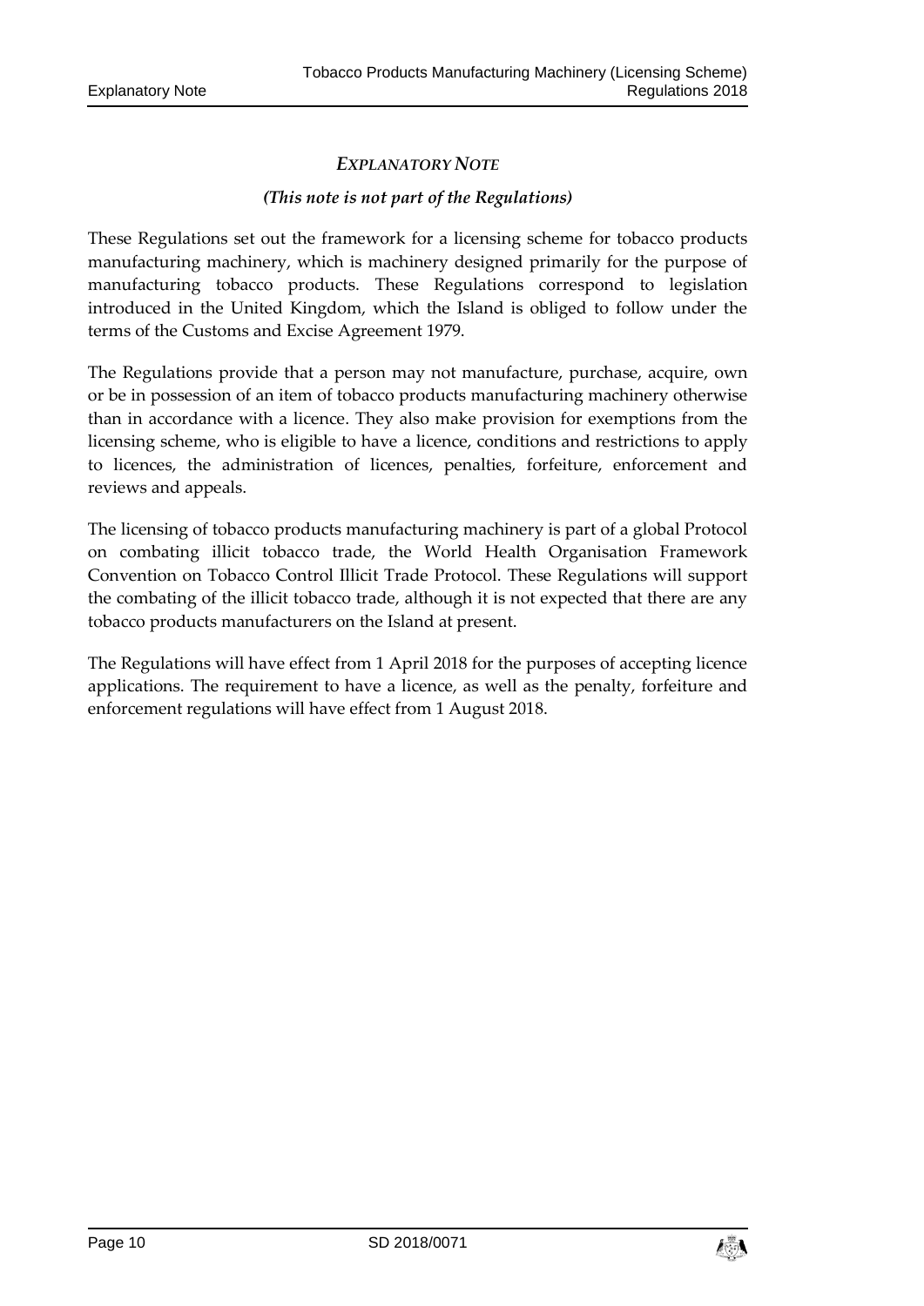## *EXPLANATORY NOTE*

***(This note is not part of the Regulations)***

These Regulations set out the framework for a licensing scheme for tobacco products manufacturing machinery, which is machinery designed primarily for the purpose of manufacturing tobacco products. These Regulations correspond to legislation introduced in the United Kingdom, which the Island is obliged to follow under the terms of the Customs and Excise Agreement 1979.

The Regulations provide that a person may not manufacture, purchase, acquire, own or be in possession of an item of tobacco products manufacturing machinery otherwise than in accordance with a licence. They also make provision for exemptions from the licensing scheme, who is eligible to have a licence, conditions and restrictions to apply to licences, the administration of licences, penalties, forfeiture, enforcement and reviews and appeals.

The licensing of tobacco products manufacturing machinery is part of a global Protocol on combating illicit tobacco trade, the World Health Organisation Framework Convention on Tobacco Control Illicit Trade Protocol. These Regulations will support the combating of the illicit tobacco trade, although it is not expected that there are any tobacco products manufacturers on the Island at present.

The Regulations will have effect from 1 April 2018 for the purposes of accepting licence applications. The requirement to have a licence, as well as the penalty, forfeiture and enforcement regulations will have effect from 1 August 2018.